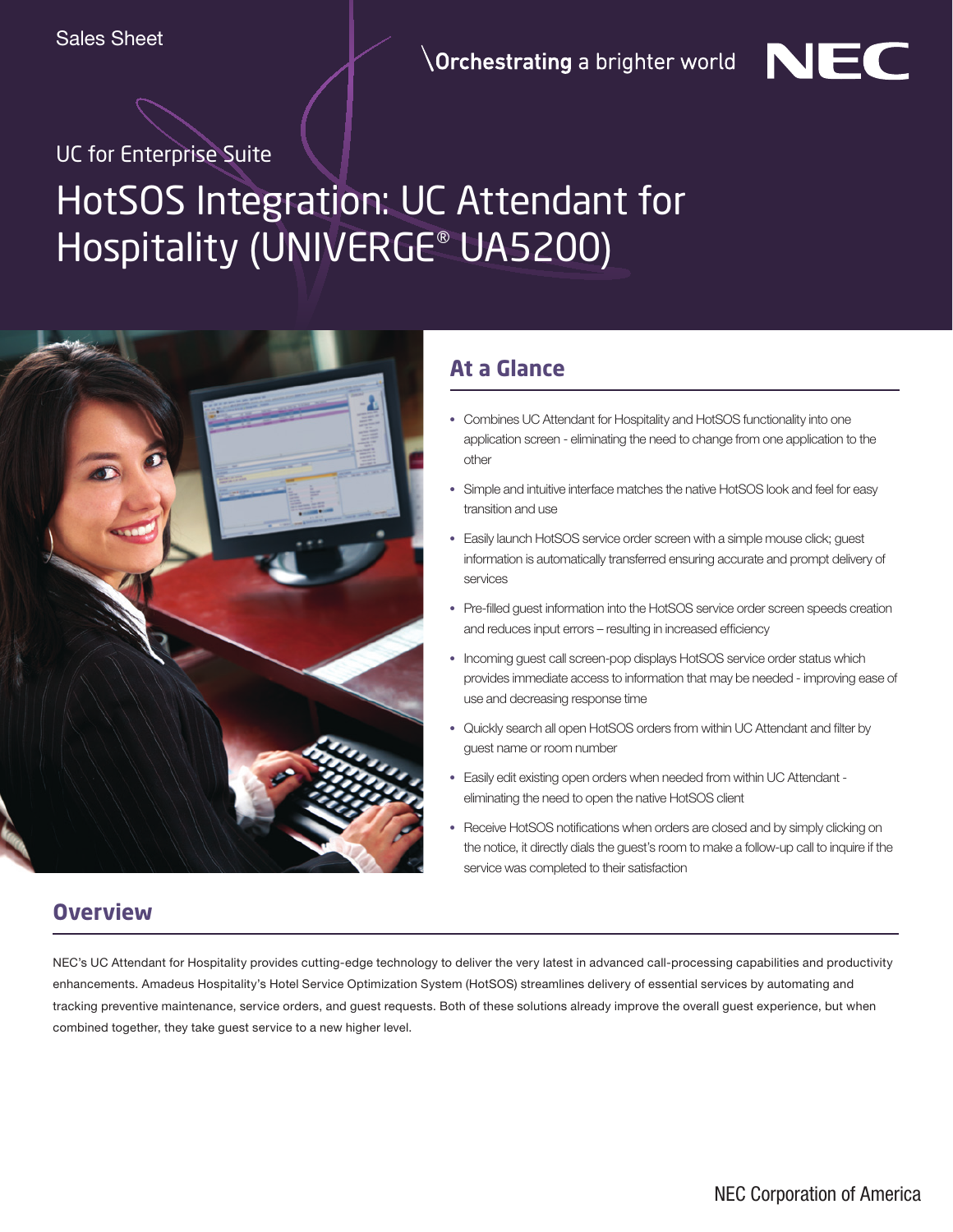Sales Sheet

\Orchestrating a brighter world NEC

UC for Enterprise Suite

# HotSOS Integration: UC Attendant for Hospitality (UNIVERGE® UA5200)

## At a Glance

- Combines UC Attendant for Hospitality and HotSOS functionality into one application screen - eliminating the need to change from one application to the other
- Simple and intuitive interface matches the native HotSOS look and feel for easy transition and use
- Easily launch HotSOS service order screen with a simple mouse click; guest information is automatically transferred ensuring accurate and prompt delivery of services
- Pre-filled guest information into the HotSOS service order screen speeds creation and reduces input errors – resulting in increased efficiency
- Incoming guest call screen-pop displays HotSOS service order status which provides immediate access to information that may be needed - improving ease of use and decreasing response time
- Quickly search all open HotSOS orders from within UC Attendant and filter by guest name or room number
- Easily edit existing open orders when needed from within UC Attendant - eliminating the need to open the native HotSOS client
- Receive HotSOS notifications when orders are closed and by simply clicking on the notice, it directly dials the guest's room to make a follow-up call to inquire if the service was completed to their satisfaction

## Overview

NEC's UC Attendant for Hospitality provides cutting-edge technology to deliver the very latest in advanced call-processing capabilities and productivity enhancements. Amadeus Hospitality's Hotel Service Optimization System (HotSOS) streamlines delivery of essential services by automating and tracking preventive maintenance, service orders, and guest requests. Both of these solutions already improve the overall guest experience, but when combined together, they take guest service to a new higher level.

NEC Corporation of America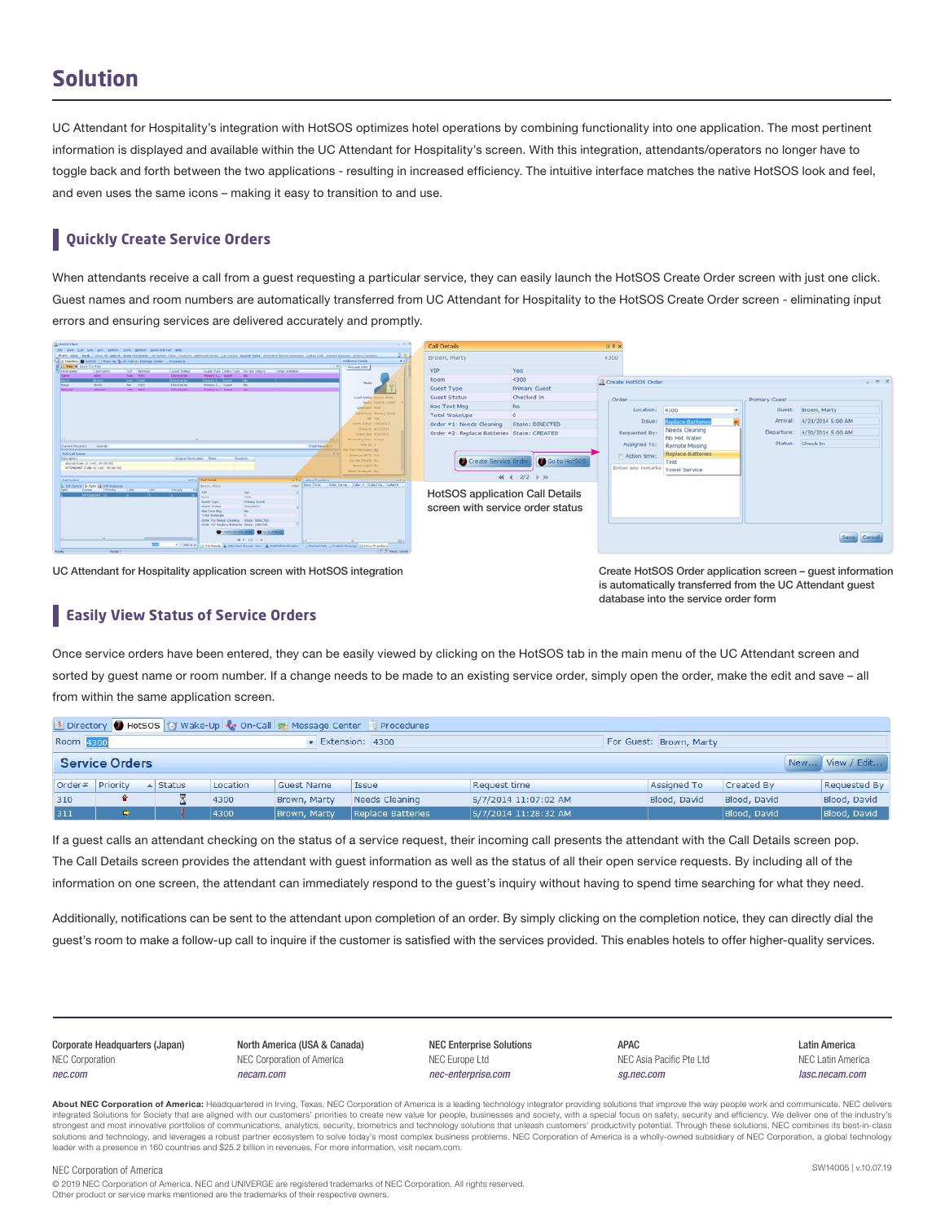## Solution

UC Attendant for Hospitality's integration with HotSOS optimizes hotel operations by combining functionality into one application. The most pertinent information is displayed and available within the UC Attendant for Hospitality's screen. With this integration, attendants/operators no longer have to toggle back and forth between the two applications - resulting in increased efficiency. The intuitive interface matches the native HotSOS look and feel, and even uses the same icons – making it easy to transition to and use.

### Quickly Create Service Orders

When attendants receive a call from a guest requesting a particular service, they can easily launch the HotSOS Create Order screen with just one click. Guest names and room numbers are automatically transferred from UC Attendant for Hospitality to the HotSOS Create Order screen - eliminating input errors and ensuring services are delivered accurately and promptly.

HotSOS application Call Details screen with service order status

UC Attendant for Hospitality application screen with HotSOS integration

Create HotSOS Order application screen – guest information is automatically transferred from the UC Attendant guest database into the service order form

### Easily View Status of Service Orders

Once service orders have been entered, they can be easily viewed by clicking on the HotSOS tab in the main menu of the UC Attendant screen and sorted by guest name or room number. If a change needs to be made to an existing service order, simply open the order, make the edit and save – all from within the same application screen.

If a guest calls an attendant checking on the status of a service request, their incoming call presents the attendant with the Call Details screen pop. The Call Details screen provides the attendant with guest information as well as the status of all their open service requests. By including all of the information on one screen, the attendant can immediately respond to the guest's inquiry without having to spend time searching for what they need.

Additionally, notifications can be sent to the attendant upon completion of an order. By simply clicking on the completion notice, they can directly dial the guest's room to make a follow-up call to inquire if the customer is satisfied with the services provided. This enables hotels to offer higher-quality services.

**Corporate Headquarters (Japan)**
NEC Corporation
*nec.com*

**North America (USA & Canada)**
NEC Corporation of America
*necam.com*

**NEC Enterprise Solutions**
NEC Europe Ltd
*nec-enterprise.com*

**APAC**
NEC Asia Pacific Pte Ltd
*sg.nec.com*

**Latin America**
NEC Latin America
*lasc.necam.com*

**About NEC Corporation of America:** Headquartered in Irving, Texas, NEC Corporation of America is a leading technology integrator providing solutions that improve the way people work and communicate. NEC delivers integrated Solutions for Society that are aligned with our customers' priorities to create new value for people, businesses and society, with a special focus on safety, security and efficiency. We deliver one of the industry's strongest and most innovative portfolios of communications, analytics, security, biometrics and technology solutions that unleash customers' productivity potential. Through these solutions, NEC combines its best-in-class solutions and technology, and leverages a robust partner ecosystem to solve today's most complex business problems. NEC Corporation of America is a wholly-owned subsidiary of NEC Corporation, a global technology leader with a presence in 160 countries and $25.2 billion in revenues. For more information, visit necam.com.

NEC Corporation of America

© 2019 NEC Corporation of America. NEC and UNIVERGE are registered trademarks of NEC Corporation. All rights reserved.
Other product or service marks mentioned are the trademarks of their respective owners.

SW14005 | v.10.07.19